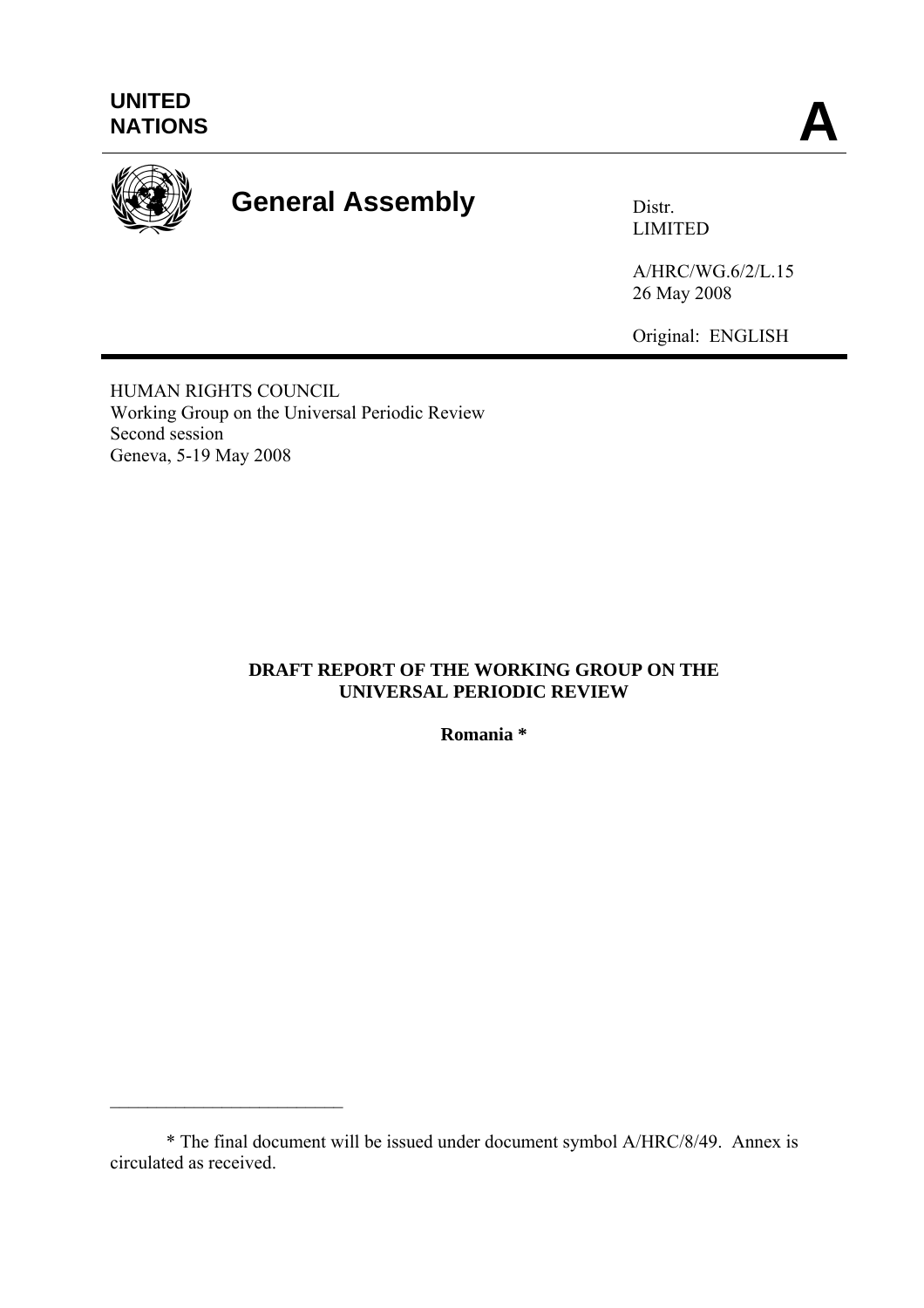UNITED NATIONS

**A**

# General Assembly

Distr.
LIMITED

A/HRC/WG.6/2/L.15
26 May 2008

Original: ENGLISH

HUMAN RIGHTS COUNCIL
Working Group on the Universal Periodic Review
Second session
Geneva, 5-19 May 2008

**DRAFT REPORT OF THE WORKING GROUP ON THE UNIVERSAL PERIODIC REVIEW**

**Romania ***

---

* The final document will be issued under document symbol A/HRC/8/49. Annex is circulated as received.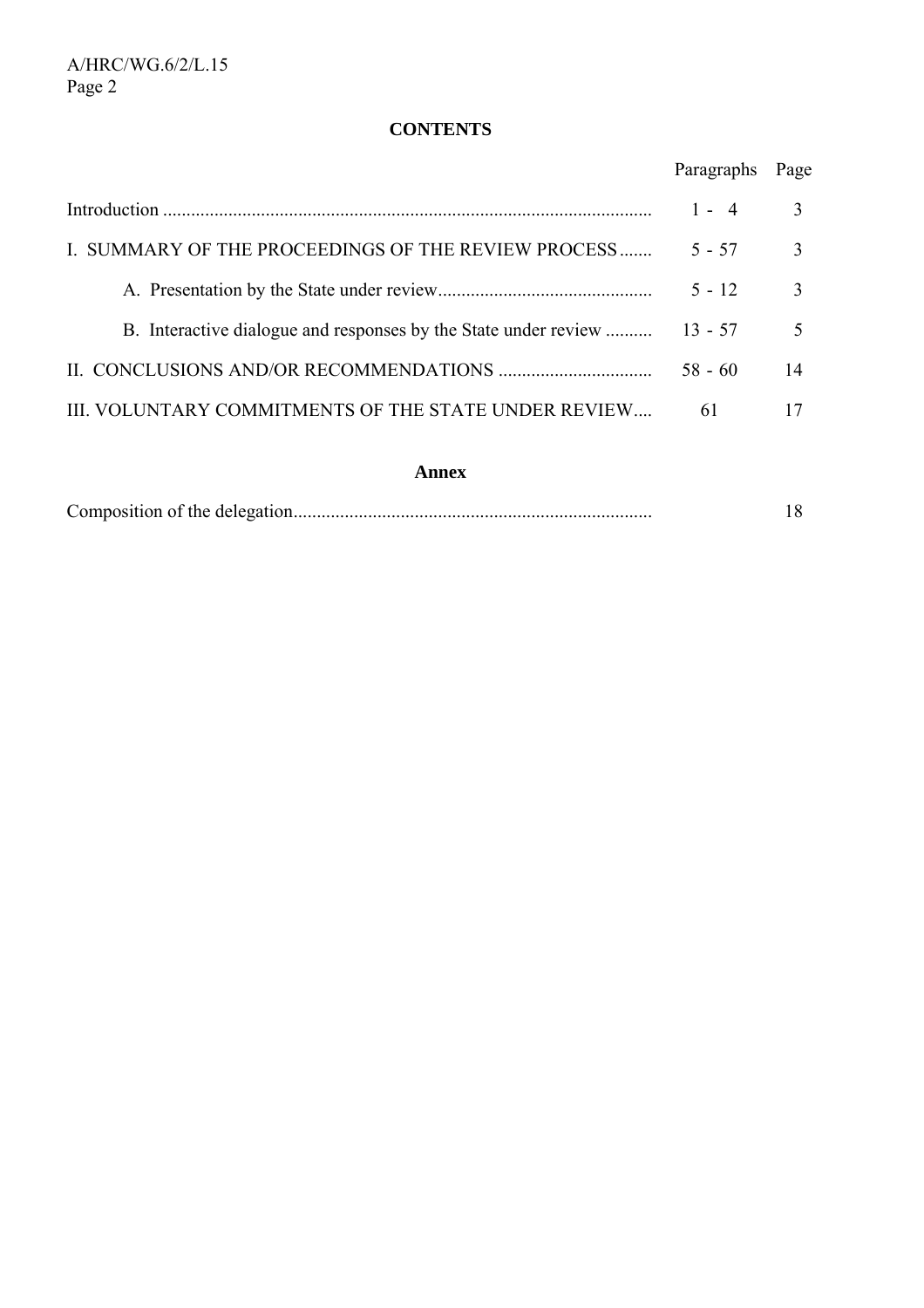**CONTENTS**

| | Paragraphs | Page |
|---|---|---|
| Introduction | 1 - 4 | 3 |
| I. SUMMARY OF THE PROCEEDINGS OF THE REVIEW PROCESS | 5 - 57 | 3 |
| A. Presentation by the State under review | 5 - 12 | 3 |
| B. Interactive dialogue and responses by the State under review | 13 - 57 | 5 |
| II. CONCLUSIONS AND/OR RECOMMENDATIONS | 58 - 60 | 14 |
| III. VOLUNTARY COMMITMENTS OF THE STATE UNDER REVIEW | 61 | 17 |

**Annex**

| | | |
|---|---|---|
| Composition of the delegation | | 18 |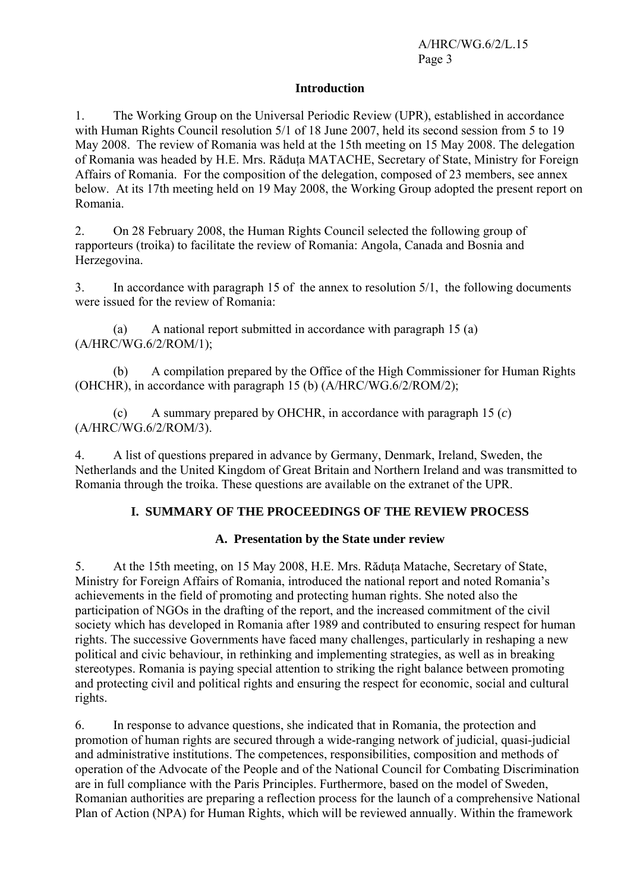## Introduction

1. The Working Group on the Universal Periodic Review (UPR), established in accordance with Human Rights Council resolution 5/1 of 18 June 2007, held its second session from 5 to 19 May 2008. The review of Romania was held at the 15th meeting on 15 May 2008. The delegation of Romania was headed by H.E. Mrs. Răduța MATACHE, Secretary of State, Ministry for Foreign Affairs of Romania. For the composition of the delegation, composed of 23 members, see annex below. At its 17th meeting held on 19 May 2008, the Working Group adopted the present report on Romania.

2. On 28 February 2008, the Human Rights Council selected the following group of rapporteurs (troika) to facilitate the review of Romania: Angola, Canada and Bosnia and Herzegovina.

3. In accordance with paragraph 15 of the annex to resolution 5/1, the following documents were issued for the review of Romania:

(a) A national report submitted in accordance with paragraph 15 (a) (A/HRC/WG.6/2/ROM/1);

(b) A compilation prepared by the Office of the High Commissioner for Human Rights (OHCHR), in accordance with paragraph 15 (b) (A/HRC/WG.6/2/ROM/2);

(c) A summary prepared by OHCHR, in accordance with paragraph 15 (*c*) (A/HRC/WG.6/2/ROM/3).

4. A list of questions prepared in advance by Germany, Denmark, Ireland, Sweden, the Netherlands and the United Kingdom of Great Britain and Northern Ireland and was transmitted to Romania through the troika. These questions are available on the extranet of the UPR.

## I. SUMMARY OF THE PROCEEDINGS OF THE REVIEW PROCESS

### A. Presentation by the State under review

5. At the 15th meeting, on 15 May 2008, H.E. Mrs. Răduța Matache, Secretary of State, Ministry for Foreign Affairs of Romania, introduced the national report and noted Romania's achievements in the field of promoting and protecting human rights. She noted also the participation of NGOs in the drafting of the report, and the increased commitment of the civil society which has developed in Romania after 1989 and contributed to ensuring respect for human rights. The successive Governments have faced many challenges, particularly in reshaping a new political and civic behaviour, in rethinking and implementing strategies, as well as in breaking stereotypes. Romania is paying special attention to striking the right balance between promoting and protecting civil and political rights and ensuring the respect for economic, social and cultural rights.

6. In response to advance questions, she indicated that in Romania, the protection and promotion of human rights are secured through a wide-ranging network of judicial, quasi-judicial and administrative institutions. The competences, responsibilities, composition and methods of operation of the Advocate of the People and of the National Council for Combating Discrimination are in full compliance with the Paris Principles. Furthermore, based on the model of Sweden, Romanian authorities are preparing a reflection process for the launch of a comprehensive National Plan of Action (NPA) for Human Rights, which will be reviewed annually. Within the framework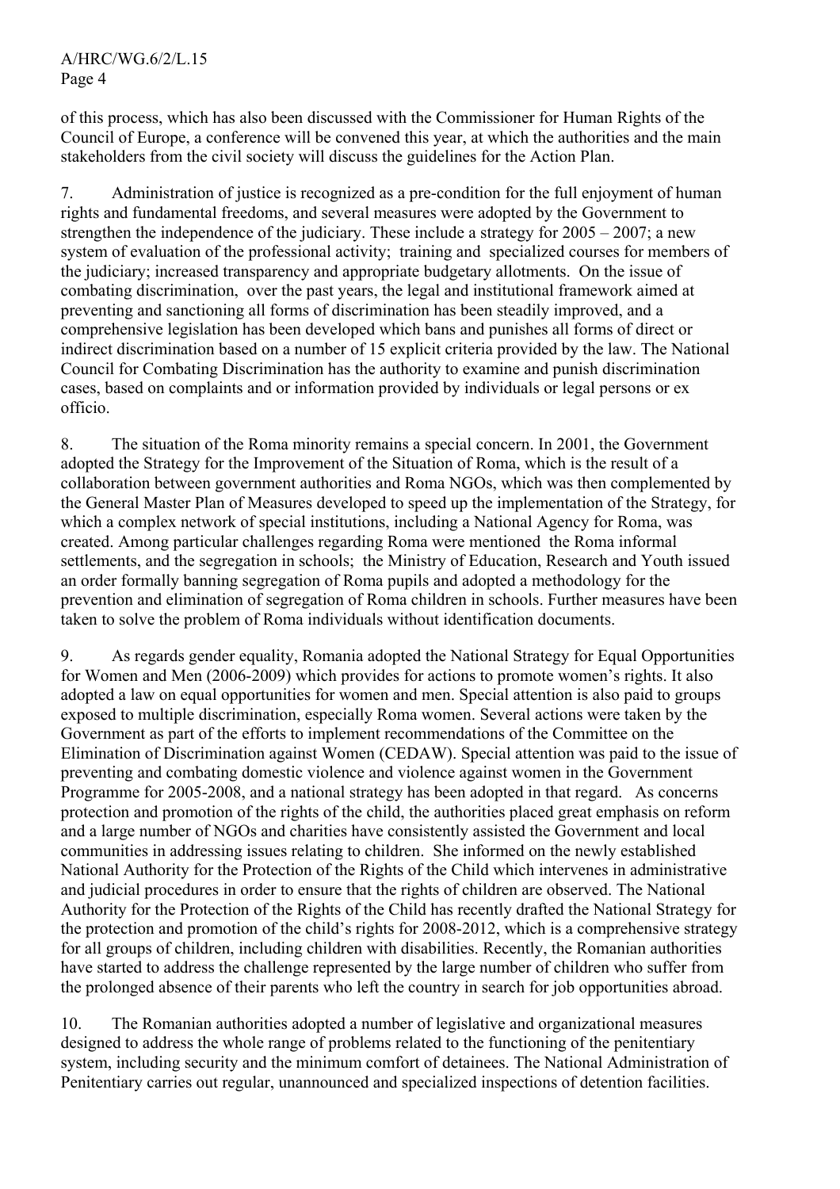of this process, which has also been discussed with the Commissioner for Human Rights of the Council of Europe, a conference will be convened this year, at which the authorities and the main stakeholders from the civil society will discuss the guidelines for the Action Plan.

7. Administration of justice is recognized as a pre-condition for the full enjoyment of human rights and fundamental freedoms, and several measures were adopted by the Government to strengthen the independence of the judiciary. These include a strategy for 2005 – 2007; a new system of evaluation of the professional activity; training and specialized courses for members of the judiciary; increased transparency and appropriate budgetary allotments. On the issue of combating discrimination, over the past years, the legal and institutional framework aimed at preventing and sanctioning all forms of discrimination has been steadily improved, and a comprehensive legislation has been developed which bans and punishes all forms of direct or indirect discrimination based on a number of 15 explicit criteria provided by the law. The National Council for Combating Discrimination has the authority to examine and punish discrimination cases, based on complaints and or information provided by individuals or legal persons or ex officio.

8. The situation of the Roma minority remains a special concern. In 2001, the Government adopted the Strategy for the Improvement of the Situation of Roma, which is the result of a collaboration between government authorities and Roma NGOs, which was then complemented by the General Master Plan of Measures developed to speed up the implementation of the Strategy, for which a complex network of special institutions, including a National Agency for Roma, was created. Among particular challenges regarding Roma were mentioned the Roma informal settlements, and the segregation in schools; the Ministry of Education, Research and Youth issued an order formally banning segregation of Roma pupils and adopted a methodology for the prevention and elimination of segregation of Roma children in schools. Further measures have been taken to solve the problem of Roma individuals without identification documents.

9. As regards gender equality, Romania adopted the National Strategy for Equal Opportunities for Women and Men (2006-2009) which provides for actions to promote women's rights. It also adopted a law on equal opportunities for women and men. Special attention is also paid to groups exposed to multiple discrimination, especially Roma women. Several actions were taken by the Government as part of the efforts to implement recommendations of the Committee on the Elimination of Discrimination against Women (CEDAW). Special attention was paid to the issue of preventing and combating domestic violence and violence against women in the Government Programme for 2005-2008, and a national strategy has been adopted in that regard. As concerns protection and promotion of the rights of the child, the authorities placed great emphasis on reform and a large number of NGOs and charities have consistently assisted the Government and local communities in addressing issues relating to children. She informed on the newly established National Authority for the Protection of the Rights of the Child which intervenes in administrative and judicial procedures in order to ensure that the rights of children are observed. The National Authority for the Protection of the Rights of the Child has recently drafted the National Strategy for the protection and promotion of the child's rights for 2008-2012, which is a comprehensive strategy for all groups of children, including children with disabilities. Recently, the Romanian authorities have started to address the challenge represented by the large number of children who suffer from the prolonged absence of their parents who left the country in search for job opportunities abroad.

10. The Romanian authorities adopted a number of legislative and organizational measures designed to address the whole range of problems related to the functioning of the penitentiary system, including security and the minimum comfort of detainees. The National Administration of Penitentiary carries out regular, unannounced and specialized inspections of detention facilities.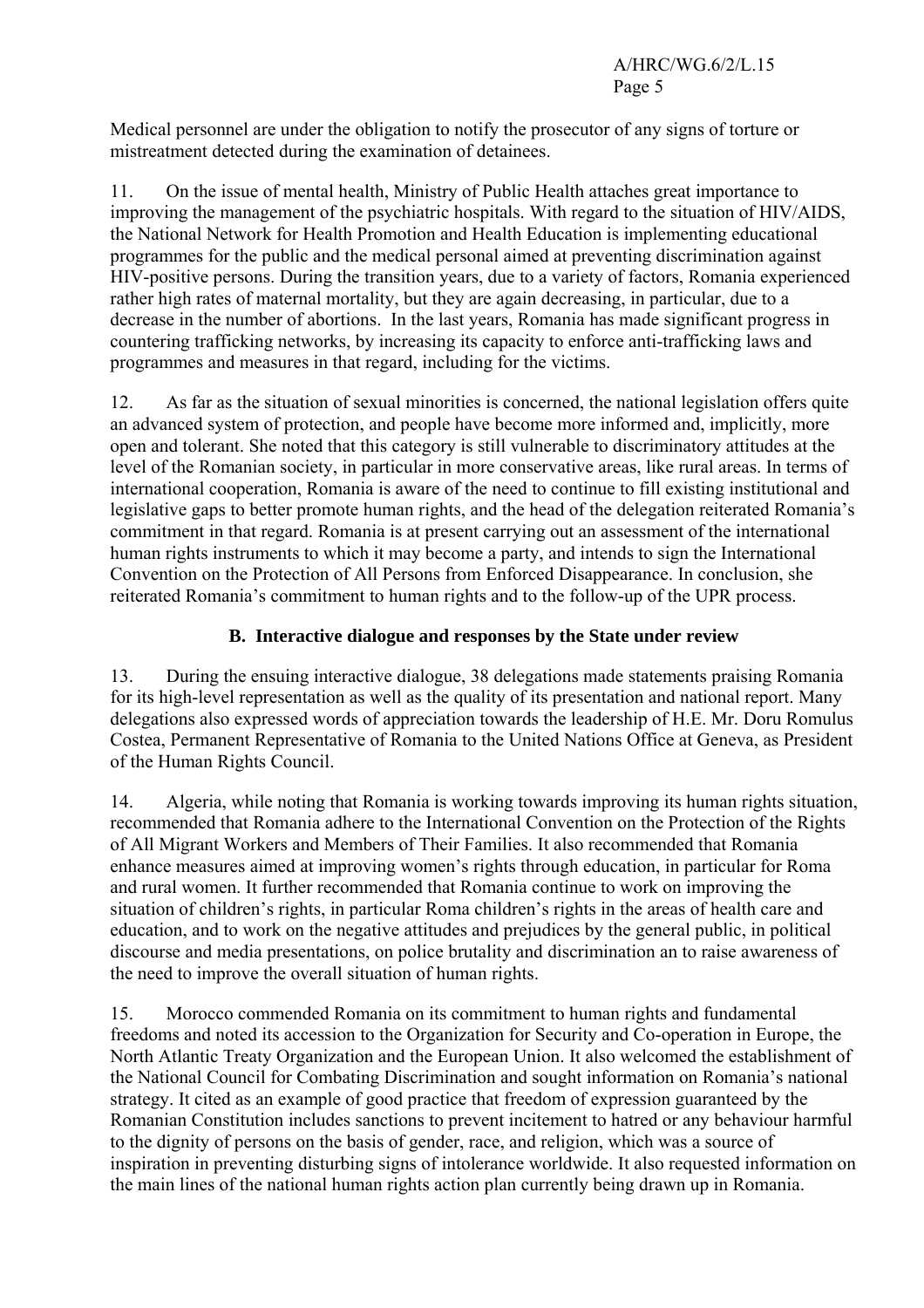Medical personnel are under the obligation to notify the prosecutor of any signs of torture or mistreatment detected during the examination of detainees.

11. On the issue of mental health, Ministry of Public Health attaches great importance to improving the management of the psychiatric hospitals. With regard to the situation of HIV/AIDS, the National Network for Health Promotion and Health Education is implementing educational programmes for the public and the medical personal aimed at preventing discrimination against HIV-positive persons. During the transition years, due to a variety of factors, Romania experienced rather high rates of maternal mortality, but they are again decreasing, in particular, due to a decrease in the number of abortions. In the last years, Romania has made significant progress in countering trafficking networks, by increasing its capacity to enforce anti-trafficking laws and programmes and measures in that regard, including for the victims.

12. As far as the situation of sexual minorities is concerned, the national legislation offers quite an advanced system of protection, and people have become more informed and, implicitly, more open and tolerant. She noted that this category is still vulnerable to discriminatory attitudes at the level of the Romanian society, in particular in more conservative areas, like rural areas. In terms of international cooperation, Romania is aware of the need to continue to fill existing institutional and legislative gaps to better promote human rights, and the head of the delegation reiterated Romania's commitment in that regard. Romania is at present carrying out an assessment of the international human rights instruments to which it may become a party, and intends to sign the International Convention on the Protection of All Persons from Enforced Disappearance. In conclusion, she reiterated Romania's commitment to human rights and to the follow-up of the UPR process.

### B. Interactive dialogue and responses by the State under review

13. During the ensuing interactive dialogue, 38 delegations made statements praising Romania for its high-level representation as well as the quality of its presentation and national report. Many delegations also expressed words of appreciation towards the leadership of H.E. Mr. Doru Romulus Costea, Permanent Representative of Romania to the United Nations Office at Geneva, as President of the Human Rights Council.

14. Algeria, while noting that Romania is working towards improving its human rights situation, recommended that Romania adhere to the International Convention on the Protection of the Rights of All Migrant Workers and Members of Their Families. It also recommended that Romania enhance measures aimed at improving women's rights through education, in particular for Roma and rural women. It further recommended that Romania continue to work on improving the situation of children's rights, in particular Roma children's rights in the areas of health care and education, and to work on the negative attitudes and prejudices by the general public, in political discourse and media presentations, on police brutality and discrimination an to raise awareness of the need to improve the overall situation of human rights.

15. Morocco commended Romania on its commitment to human rights and fundamental freedoms and noted its accession to the Organization for Security and Co-operation in Europe, the North Atlantic Treaty Organization and the European Union. It also welcomed the establishment of the National Council for Combating Discrimination and sought information on Romania's national strategy. It cited as an example of good practice that freedom of expression guaranteed by the Romanian Constitution includes sanctions to prevent incitement to hatred or any behaviour harmful to the dignity of persons on the basis of gender, race, and religion, which was a source of inspiration in preventing disturbing signs of intolerance worldwide. It also requested information on the main lines of the national human rights action plan currently being drawn up in Romania.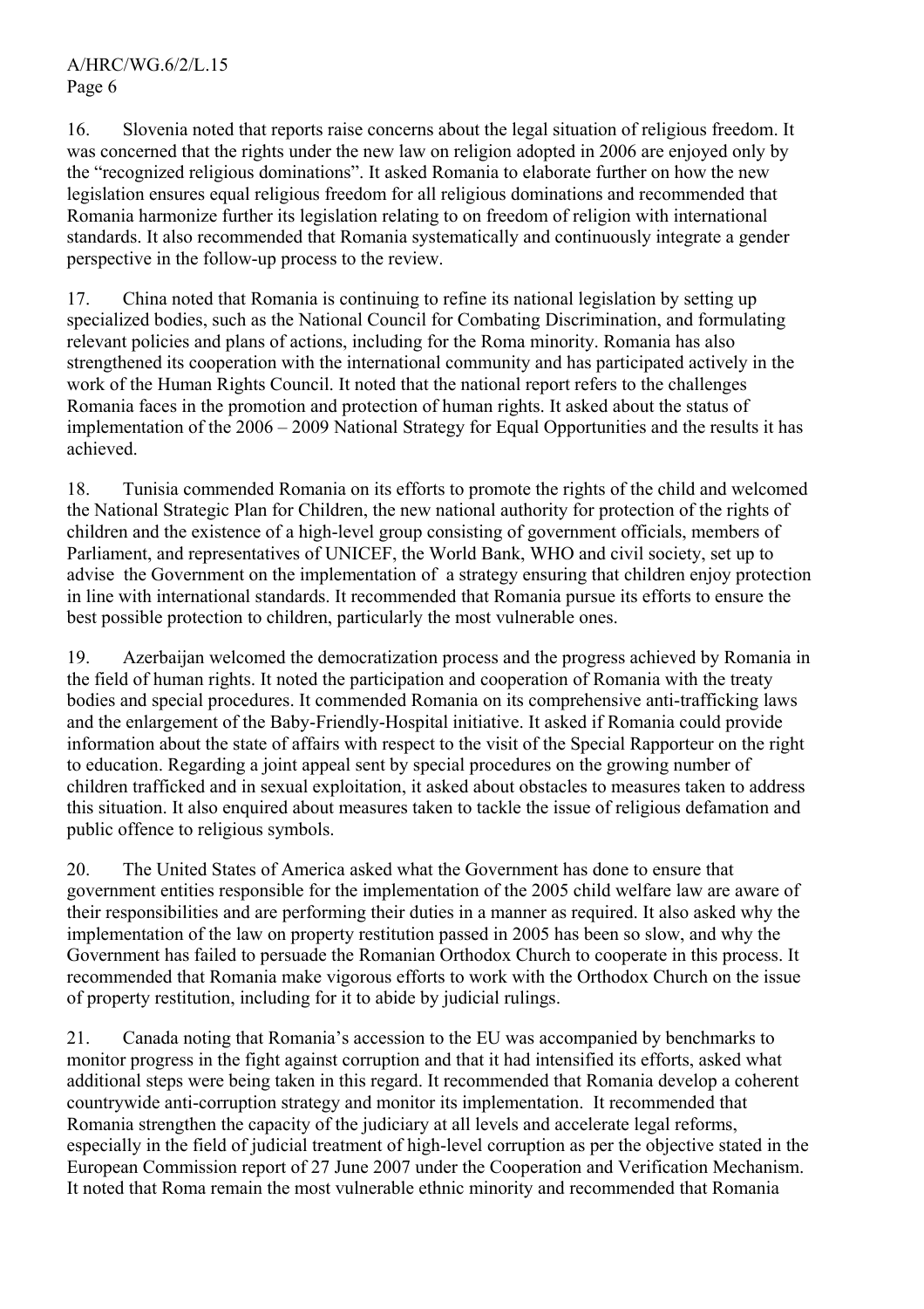16. Slovenia noted that reports raise concerns about the legal situation of religious freedom. It was concerned that the rights under the new law on religion adopted in 2006 are enjoyed only by the "recognized religious dominations". It asked Romania to elaborate further on how the new legislation ensures equal religious freedom for all religious dominations and recommended that Romania harmonize further its legislation relating to on freedom of religion with international standards. It also recommended that Romania systematically and continuously integrate a gender perspective in the follow-up process to the review.

17. China noted that Romania is continuing to refine its national legislation by setting up specialized bodies, such as the National Council for Combating Discrimination, and formulating relevant policies and plans of actions, including for the Roma minority. Romania has also strengthened its cooperation with the international community and has participated actively in the work of the Human Rights Council. It noted that the national report refers to the challenges Romania faces in the promotion and protection of human rights. It asked about the status of implementation of the 2006 – 2009 National Strategy for Equal Opportunities and the results it has achieved.

18. Tunisia commended Romania on its efforts to promote the rights of the child and welcomed the National Strategic Plan for Children, the new national authority for protection of the rights of children and the existence of a high-level group consisting of government officials, members of Parliament, and representatives of UNICEF, the World Bank, WHO and civil society, set up to advise the Government on the implementation of a strategy ensuring that children enjoy protection in line with international standards. It recommended that Romania pursue its efforts to ensure the best possible protection to children, particularly the most vulnerable ones.

19. Azerbaijan welcomed the democratization process and the progress achieved by Romania in the field of human rights. It noted the participation and cooperation of Romania with the treaty bodies and special procedures. It commended Romania on its comprehensive anti-trafficking laws and the enlargement of the Baby-Friendly-Hospital initiative. It asked if Romania could provide information about the state of affairs with respect to the visit of the Special Rapporteur on the right to education. Regarding a joint appeal sent by special procedures on the growing number of children trafficked and in sexual exploitation, it asked about obstacles to measures taken to address this situation. It also enquired about measures taken to tackle the issue of religious defamation and public offence to religious symbols.

20. The United States of America asked what the Government has done to ensure that government entities responsible for the implementation of the 2005 child welfare law are aware of their responsibilities and are performing their duties in a manner as required. It also asked why the implementation of the law on property restitution passed in 2005 has been so slow, and why the Government has failed to persuade the Romanian Orthodox Church to cooperate in this process. It recommended that Romania make vigorous efforts to work with the Orthodox Church on the issue of property restitution, including for it to abide by judicial rulings.

21. Canada noting that Romania's accession to the EU was accompanied by benchmarks to monitor progress in the fight against corruption and that it had intensified its efforts, asked what additional steps were being taken in this regard. It recommended that Romania develop a coherent countrywide anti-corruption strategy and monitor its implementation. It recommended that Romania strengthen the capacity of the judiciary at all levels and accelerate legal reforms, especially in the field of judicial treatment of high-level corruption as per the objective stated in the European Commission report of 27 June 2007 under the Cooperation and Verification Mechanism. It noted that Roma remain the most vulnerable ethnic minority and recommended that Romania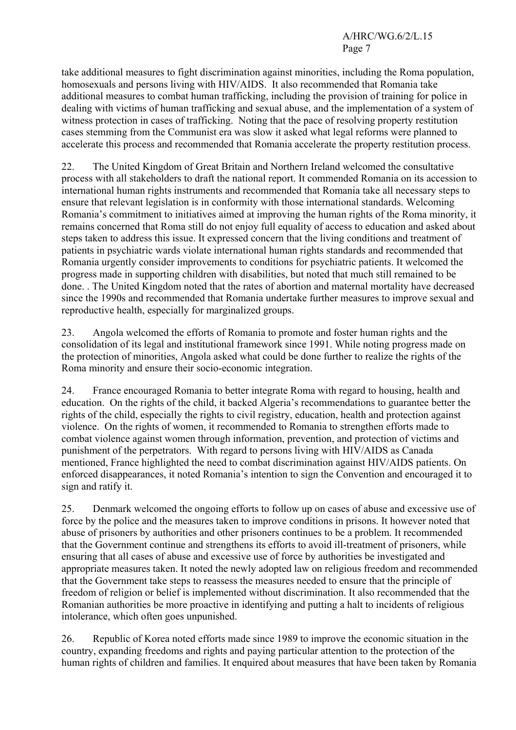take additional measures to fight discrimination against minorities, including the Roma population, homosexuals and persons living with HIV/AIDS. It also recommended that Romania take additional measures to combat human trafficking, including the provision of training for police in dealing with victims of human trafficking and sexual abuse, and the implementation of a system of witness protection in cases of trafficking. Noting that the pace of resolving property restitution cases stemming from the Communist era was slow it asked what legal reforms were planned to accelerate this process and recommended that Romania accelerate the property restitution process.

22. The United Kingdom of Great Britain and Northern Ireland welcomed the consultative process with all stakeholders to draft the national report. It commended Romania on its accession to international human rights instruments and recommended that Romania take all necessary steps to ensure that relevant legislation is in conformity with those international standards. Welcoming Romania's commitment to initiatives aimed at improving the human rights of the Roma minority, it remains concerned that Roma still do not enjoy full equality of access to education and asked about steps taken to address this issue. It expressed concern that the living conditions and treatment of patients in psychiatric wards violate international human rights standards and recommended that Romania urgently consider improvements to conditions for psychiatric patients. It welcomed the progress made in supporting children with disabilities, but noted that much still remained to be done. . The United Kingdom noted that the rates of abortion and maternal mortality have decreased since the 1990s and recommended that Romania undertake further measures to improve sexual and reproductive health, especially for marginalized groups.

23. Angola welcomed the efforts of Romania to promote and foster human rights and the consolidation of its legal and institutional framework since 1991. While noting progress made on the protection of minorities, Angola asked what could be done further to realize the rights of the Roma minority and ensure their socio-economic integration.

24. France encouraged Romania to better integrate Roma with regard to housing, health and education. On the rights of the child, it backed Algeria's recommendations to guarantee better the rights of the child, especially the rights to civil registry, education, health and protection against violence. On the rights of women, it recommended to Romania to strengthen efforts made to combat violence against women through information, prevention, and protection of victims and punishment of the perpetrators. With regard to persons living with HIV/AIDS as Canada mentioned, France highlighted the need to combat discrimination against HIV/AIDS patients. On enforced disappearances, it noted Romania's intention to sign the Convention and encouraged it to sign and ratify it.

25. Denmark welcomed the ongoing efforts to follow up on cases of abuse and excessive use of force by the police and the measures taken to improve conditions in prisons. It however noted that abuse of prisoners by authorities and other prisoners continues to be a problem. It recommended that the Government continue and strengthens its efforts to avoid ill-treatment of prisoners, while ensuring that all cases of abuse and excessive use of force by authorities be investigated and appropriate measures taken. It noted the newly adopted law on religious freedom and recommended that the Government take steps to reassess the measures needed to ensure that the principle of freedom of religion or belief is implemented without discrimination. It also recommended that the Romanian authorities be more proactive in identifying and putting a halt to incidents of religious intolerance, which often goes unpunished.

26. Republic of Korea noted efforts made since 1989 to improve the economic situation in the country, expanding freedoms and rights and paying particular attention to the protection of the human rights of children and families. It enquired about measures that have been taken by Romania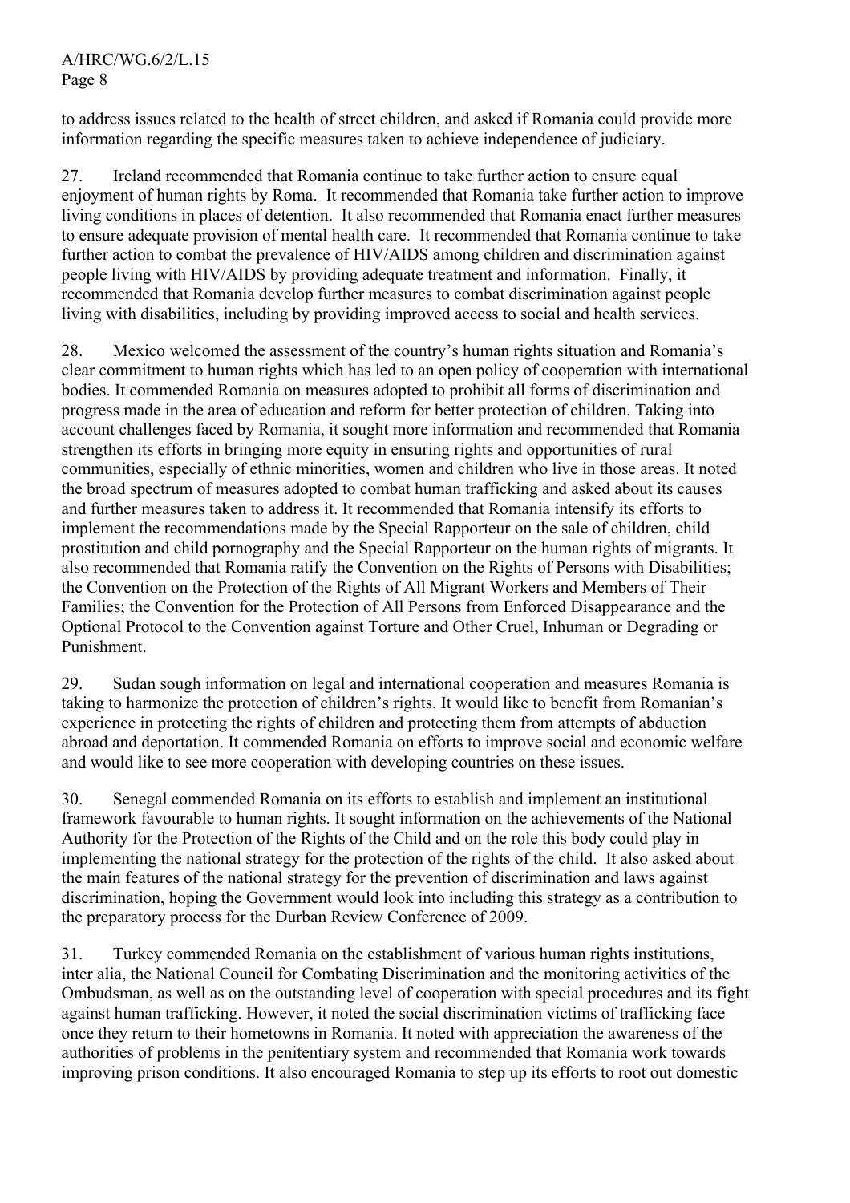to address issues related to the health of street children, and asked if Romania could provide more information regarding the specific measures taken to achieve independence of judiciary.

27. Ireland recommended that Romania continue to take further action to ensure equal enjoyment of human rights by Roma. It recommended that Romania take further action to improve living conditions in places of detention. It also recommended that Romania enact further measures to ensure adequate provision of mental health care. It recommended that Romania continue to take further action to combat the prevalence of HIV/AIDS among children and discrimination against people living with HIV/AIDS by providing adequate treatment and information. Finally, it recommended that Romania develop further measures to combat discrimination against people living with disabilities, including by providing improved access to social and health services.

28. Mexico welcomed the assessment of the country's human rights situation and Romania's clear commitment to human rights which has led to an open policy of cooperation with international bodies. It commended Romania on measures adopted to prohibit all forms of discrimination and progress made in the area of education and reform for better protection of children. Taking into account challenges faced by Romania, it sought more information and recommended that Romania strengthen its efforts in bringing more equity in ensuring rights and opportunities of rural communities, especially of ethnic minorities, women and children who live in those areas. It noted the broad spectrum of measures adopted to combat human trafficking and asked about its causes and further measures taken to address it. It recommended that Romania intensify its efforts to implement the recommendations made by the Special Rapporteur on the sale of children, child prostitution and child pornography and the Special Rapporteur on the human rights of migrants. It also recommended that Romania ratify the Convention on the Rights of Persons with Disabilities; the Convention on the Protection of the Rights of All Migrant Workers and Members of Their Families; the Convention for the Protection of All Persons from Enforced Disappearance and the Optional Protocol to the Convention against Torture and Other Cruel, Inhuman or Degrading or Punishment.

29. Sudan sough information on legal and international cooperation and measures Romania is taking to harmonize the protection of children's rights. It would like to benefit from Romanian's experience in protecting the rights of children and protecting them from attempts of abduction abroad and deportation. It commended Romania on efforts to improve social and economic welfare and would like to see more cooperation with developing countries on these issues.

30. Senegal commended Romania on its efforts to establish and implement an institutional framework favourable to human rights. It sought information on the achievements of the National Authority for the Protection of the Rights of the Child and on the role this body could play in implementing the national strategy for the protection of the rights of the child. It also asked about the main features of the national strategy for the prevention of discrimination and laws against discrimination, hoping the Government would look into including this strategy as a contribution to the preparatory process for the Durban Review Conference of 2009.

31. Turkey commended Romania on the establishment of various human rights institutions, inter alia, the National Council for Combating Discrimination and the monitoring activities of the Ombudsman, as well as on the outstanding level of cooperation with special procedures and its fight against human trafficking. However, it noted the social discrimination victims of trafficking face once they return to their hometowns in Romania. It noted with appreciation the awareness of the authorities of problems in the penitentiary system and recommended that Romania work towards improving prison conditions. It also encouraged Romania to step up its efforts to root out domestic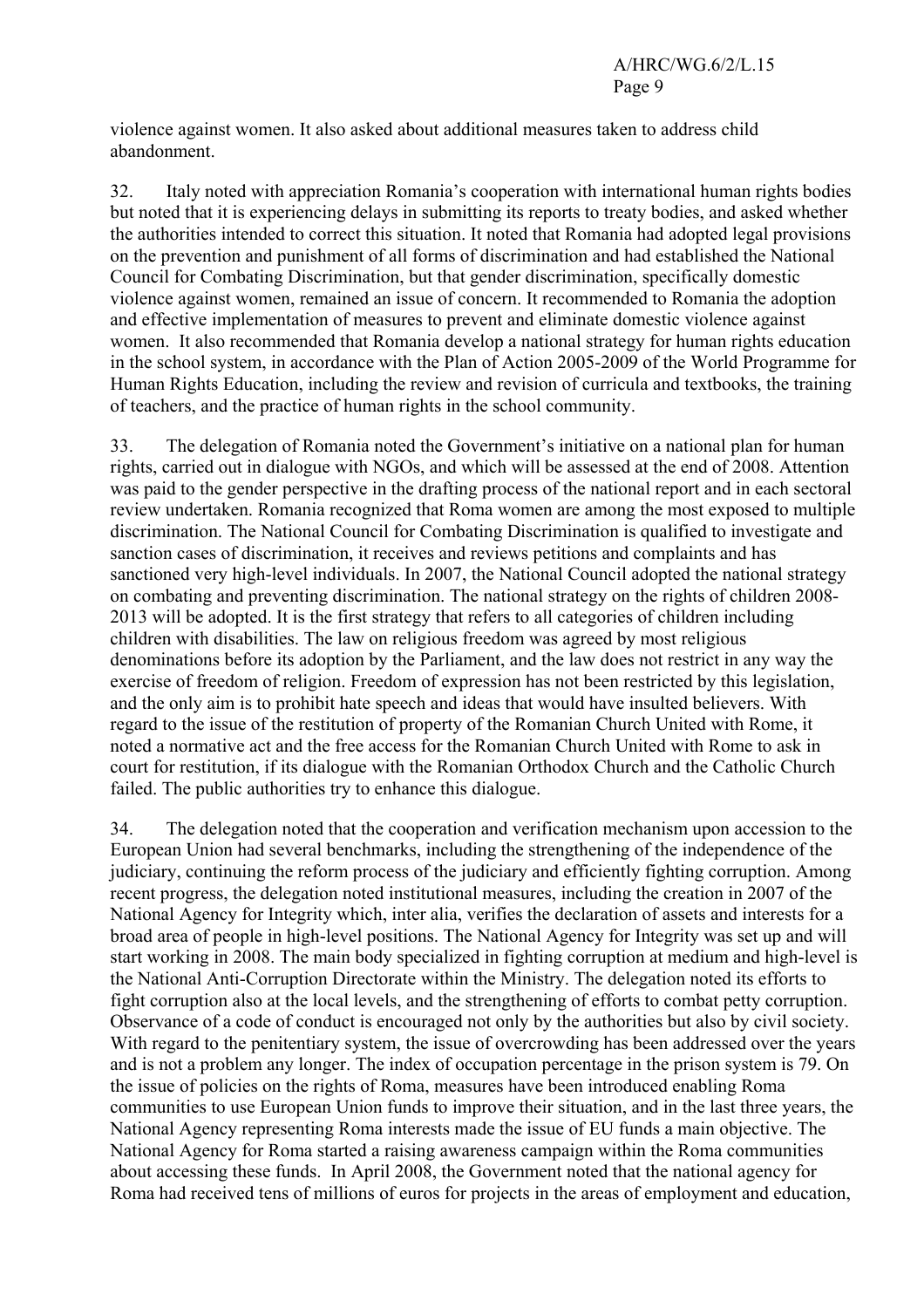violence against women. It also asked about additional measures taken to address child abandonment.

32. Italy noted with appreciation Romania's cooperation with international human rights bodies but noted that it is experiencing delays in submitting its reports to treaty bodies, and asked whether the authorities intended to correct this situation. It noted that Romania had adopted legal provisions on the prevention and punishment of all forms of discrimination and had established the National Council for Combating Discrimination, but that gender discrimination, specifically domestic violence against women, remained an issue of concern. It recommended to Romania the adoption and effective implementation of measures to prevent and eliminate domestic violence against women. It also recommended that Romania develop a national strategy for human rights education in the school system, in accordance with the Plan of Action 2005-2009 of the World Programme for Human Rights Education, including the review and revision of curricula and textbooks, the training of teachers, and the practice of human rights in the school community.

33. The delegation of Romania noted the Government's initiative on a national plan for human rights, carried out in dialogue with NGOs, and which will be assessed at the end of 2008. Attention was paid to the gender perspective in the drafting process of the national report and in each sectoral review undertaken. Romania recognized that Roma women are among the most exposed to multiple discrimination. The National Council for Combating Discrimination is qualified to investigate and sanction cases of discrimination, it receives and reviews petitions and complaints and has sanctioned very high-level individuals. In 2007, the National Council adopted the national strategy on combating and preventing discrimination. The national strategy on the rights of children 2008-2013 will be adopted. It is the first strategy that refers to all categories of children including children with disabilities. The law on religious freedom was agreed by most religious denominations before its adoption by the Parliament, and the law does not restrict in any way the exercise of freedom of religion. Freedom of expression has not been restricted by this legislation, and the only aim is to prohibit hate speech and ideas that would have insulted believers. With regard to the issue of the restitution of property of the Romanian Church United with Rome, it noted a normative act and the free access for the Romanian Church United with Rome to ask in court for restitution, if its dialogue with the Romanian Orthodox Church and the Catholic Church failed. The public authorities try to enhance this dialogue.

34. The delegation noted that the cooperation and verification mechanism upon accession to the European Union had several benchmarks, including the strengthening of the independence of the judiciary, continuing the reform process of the judiciary and efficiently fighting corruption. Among recent progress, the delegation noted institutional measures, including the creation in 2007 of the National Agency for Integrity which, inter alia, verifies the declaration of assets and interests for a broad area of people in high-level positions. The National Agency for Integrity was set up and will start working in 2008. The main body specialized in fighting corruption at medium and high-level is the National Anti-Corruption Directorate within the Ministry. The delegation noted its efforts to fight corruption also at the local levels, and the strengthening of efforts to combat petty corruption. Observance of a code of conduct is encouraged not only by the authorities but also by civil society. With regard to the penitentiary system, the issue of overcrowding has been addressed over the years and is not a problem any longer. The index of occupation percentage in the prison system is 79. On the issue of policies on the rights of Roma, measures have been introduced enabling Roma communities to use European Union funds to improve their situation, and in the last three years, the National Agency representing Roma interests made the issue of EU funds a main objective. The National Agency for Roma started a raising awareness campaign within the Roma communities about accessing these funds. In April 2008, the Government noted that the national agency for Roma had received tens of millions of euros for projects in the areas of employment and education,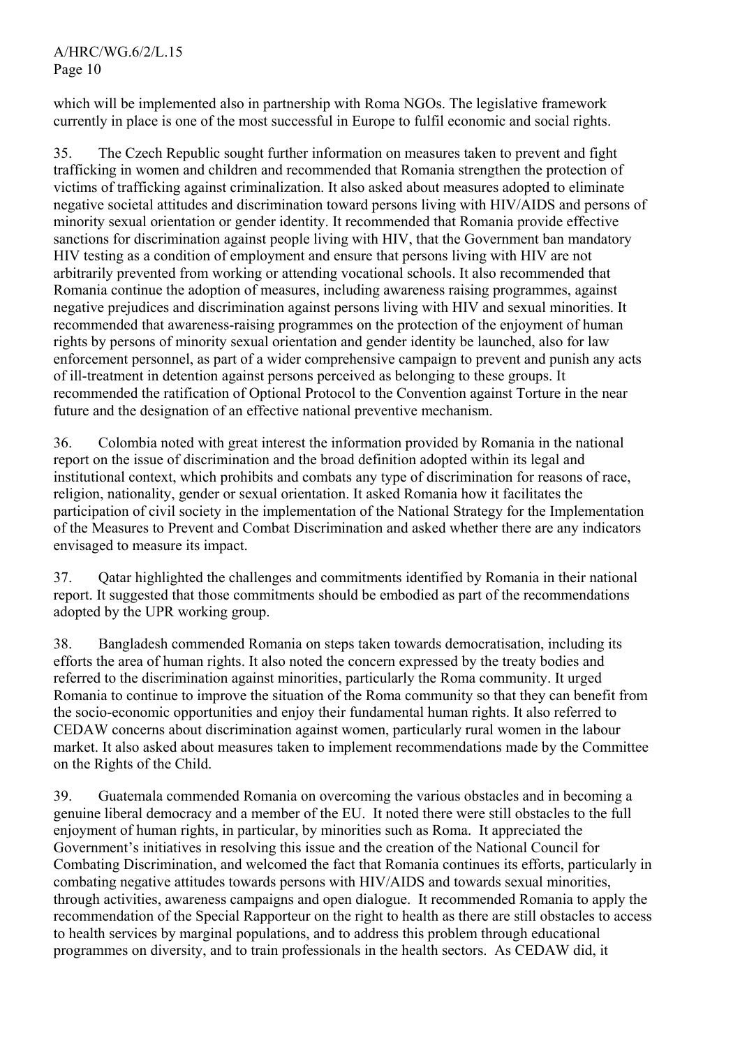which will be implemented also in partnership with Roma NGOs. The legislative framework currently in place is one of the most successful in Europe to fulfil economic and social rights.

35. The Czech Republic sought further information on measures taken to prevent and fight trafficking in women and children and recommended that Romania strengthen the protection of victims of trafficking against criminalization. It also asked about measures adopted to eliminate negative societal attitudes and discrimination toward persons living with HIV/AIDS and persons of minority sexual orientation or gender identity. It recommended that Romania provide effective sanctions for discrimination against people living with HIV, that the Government ban mandatory HIV testing as a condition of employment and ensure that persons living with HIV are not arbitrarily prevented from working or attending vocational schools. It also recommended that Romania continue the adoption of measures, including awareness raising programmes, against negative prejudices and discrimination against persons living with HIV and sexual minorities. It recommended that awareness-raising programmes on the protection of the enjoyment of human rights by persons of minority sexual orientation and gender identity be launched, also for law enforcement personnel, as part of a wider comprehensive campaign to prevent and punish any acts of ill-treatment in detention against persons perceived as belonging to these groups. It recommended the ratification of Optional Protocol to the Convention against Torture in the near future and the designation of an effective national preventive mechanism.

36. Colombia noted with great interest the information provided by Romania in the national report on the issue of discrimination and the broad definition adopted within its legal and institutional context, which prohibits and combats any type of discrimination for reasons of race, religion, nationality, gender or sexual orientation. It asked Romania how it facilitates the participation of civil society in the implementation of the National Strategy for the Implementation of the Measures to Prevent and Combat Discrimination and asked whether there are any indicators envisaged to measure its impact.

37. Qatar highlighted the challenges and commitments identified by Romania in their national report. It suggested that those commitments should be embodied as part of the recommendations adopted by the UPR working group.

38. Bangladesh commended Romania on steps taken towards democratisation, including its efforts the area of human rights. It also noted the concern expressed by the treaty bodies and referred to the discrimination against minorities, particularly the Roma community. It urged Romania to continue to improve the situation of the Roma community so that they can benefit from the socio-economic opportunities and enjoy their fundamental human rights. It also referred to CEDAW concerns about discrimination against women, particularly rural women in the labour market. It also asked about measures taken to implement recommendations made by the Committee on the Rights of the Child.

39. Guatemala commended Romania on overcoming the various obstacles and in becoming a genuine liberal democracy and a member of the EU. It noted there were still obstacles to the full enjoyment of human rights, in particular, by minorities such as Roma. It appreciated the Government's initiatives in resolving this issue and the creation of the National Council for Combating Discrimination, and welcomed the fact that Romania continues its efforts, particularly in combating negative attitudes towards persons with HIV/AIDS and towards sexual minorities, through activities, awareness campaigns and open dialogue. It recommended Romania to apply the recommendation of the Special Rapporteur on the right to health as there are still obstacles to access to health services by marginal populations, and to address this problem through educational programmes on diversity, and to train professionals in the health sectors. As CEDAW did, it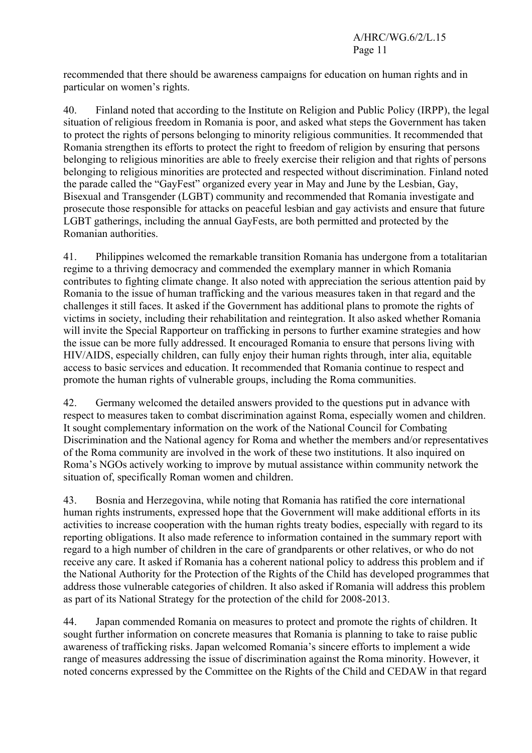recommended that there should be awareness campaigns for education on human rights and in particular on women's rights.

40. Finland noted that according to the Institute on Religion and Public Policy (IRPP), the legal situation of religious freedom in Romania is poor, and asked what steps the Government has taken to protect the rights of persons belonging to minority religious communities. It recommended that Romania strengthen its efforts to protect the right to freedom of religion by ensuring that persons belonging to religious minorities are able to freely exercise their religion and that rights of persons belonging to religious minorities are protected and respected without discrimination. Finland noted the parade called the "GayFest" organized every year in May and June by the Lesbian, Gay, Bisexual and Transgender (LGBT) community and recommended that Romania investigate and prosecute those responsible for attacks on peaceful lesbian and gay activists and ensure that future LGBT gatherings, including the annual GayFests, are both permitted and protected by the Romanian authorities.

41. Philippines welcomed the remarkable transition Romania has undergone from a totalitarian regime to a thriving democracy and commended the exemplary manner in which Romania contributes to fighting climate change. It also noted with appreciation the serious attention paid by Romania to the issue of human trafficking and the various measures taken in that regard and the challenges it still faces. It asked if the Government has additional plans to promote the rights of victims in society, including their rehabilitation and reintegration. It also asked whether Romania will invite the Special Rapporteur on trafficking in persons to further examine strategies and how the issue can be more fully addressed. It encouraged Romania to ensure that persons living with HIV/AIDS, especially children, can fully enjoy their human rights through, inter alia, equitable access to basic services and education. It recommended that Romania continue to respect and promote the human rights of vulnerable groups, including the Roma communities.

42. Germany welcomed the detailed answers provided to the questions put in advance with respect to measures taken to combat discrimination against Roma, especially women and children. It sought complementary information on the work of the National Council for Combating Discrimination and the National agency for Roma and whether the members and/or representatives of the Roma community are involved in the work of these two institutions. It also inquired on Roma's NGOs actively working to improve by mutual assistance within community network the situation of, specifically Roman women and children.

43. Bosnia and Herzegovina, while noting that Romania has ratified the core international human rights instruments, expressed hope that the Government will make additional efforts in its activities to increase cooperation with the human rights treaty bodies, especially with regard to its reporting obligations. It also made reference to information contained in the summary report with regard to a high number of children in the care of grandparents or other relatives, or who do not receive any care. It asked if Romania has a coherent national policy to address this problem and if the National Authority for the Protection of the Rights of the Child has developed programmes that address those vulnerable categories of children. It also asked if Romania will address this problem as part of its National Strategy for the protection of the child for 2008-2013.

44. Japan commended Romania on measures to protect and promote the rights of children. It sought further information on concrete measures that Romania is planning to take to raise public awareness of trafficking risks. Japan welcomed Romania's sincere efforts to implement a wide range of measures addressing the issue of discrimination against the Roma minority. However, it noted concerns expressed by the Committee on the Rights of the Child and CEDAW in that regard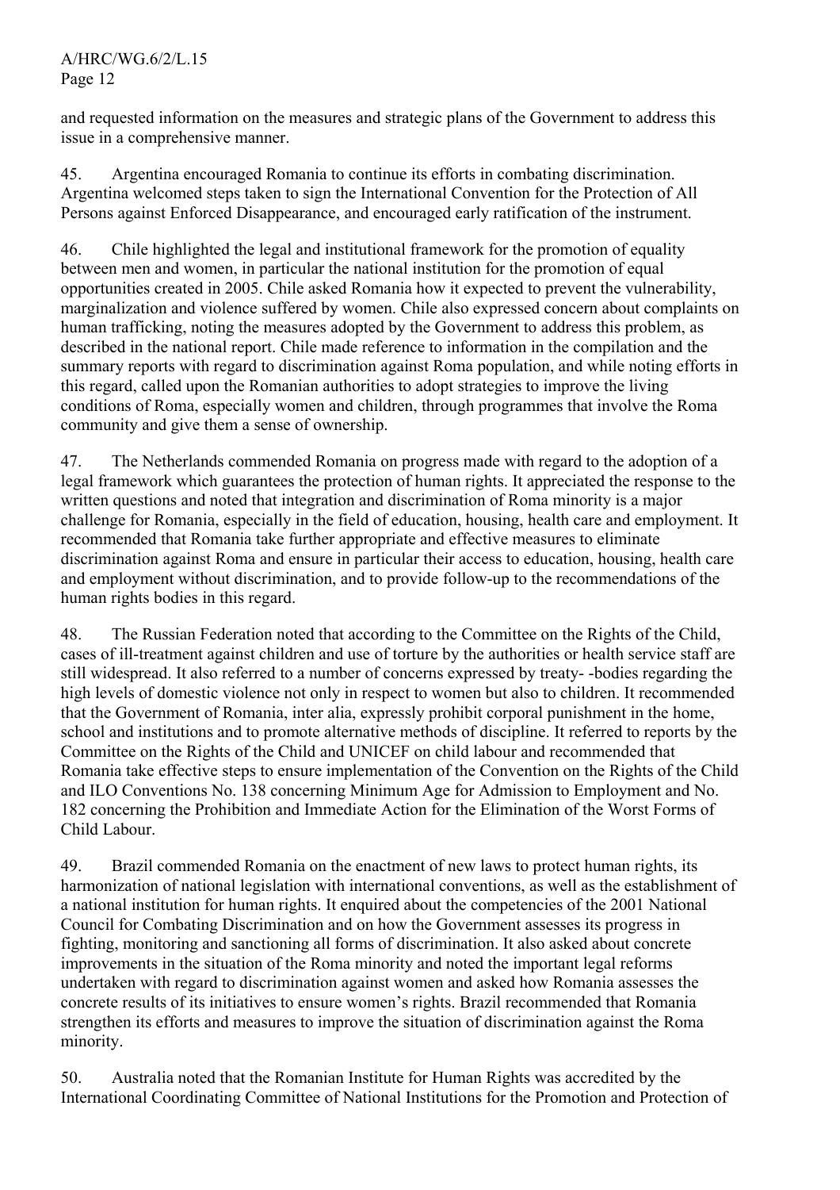and requested information on the measures and strategic plans of the Government to address this issue in a comprehensive manner.

45. Argentina encouraged Romania to continue its efforts in combating discrimination. Argentina welcomed steps taken to sign the International Convention for the Protection of All Persons against Enforced Disappearance, and encouraged early ratification of the instrument.

46. Chile highlighted the legal and institutional framework for the promotion of equality between men and women, in particular the national institution for the promotion of equal opportunities created in 2005. Chile asked Romania how it expected to prevent the vulnerability, marginalization and violence suffered by women. Chile also expressed concern about complaints on human trafficking, noting the measures adopted by the Government to address this problem, as described in the national report. Chile made reference to information in the compilation and the summary reports with regard to discrimination against Roma population, and while noting efforts in this regard, called upon the Romanian authorities to adopt strategies to improve the living conditions of Roma, especially women and children, through programmes that involve the Roma community and give them a sense of ownership.

47. The Netherlands commended Romania on progress made with regard to the adoption of a legal framework which guarantees the protection of human rights. It appreciated the response to the written questions and noted that integration and discrimination of Roma minority is a major challenge for Romania, especially in the field of education, housing, health care and employment. It recommended that Romania take further appropriate and effective measures to eliminate discrimination against Roma and ensure in particular their access to education, housing, health care and employment without discrimination, and to provide follow-up to the recommendations of the human rights bodies in this regard.

48. The Russian Federation noted that according to the Committee on the Rights of the Child, cases of ill-treatment against children and use of torture by the authorities or health service staff are still widespread. It also referred to a number of concerns expressed by treaty- -bodies regarding the high levels of domestic violence not only in respect to women but also to children. It recommended that the Government of Romania, inter alia, expressly prohibit corporal punishment in the home, school and institutions and to promote alternative methods of discipline. It referred to reports by the Committee on the Rights of the Child and UNICEF on child labour and recommended that Romania take effective steps to ensure implementation of the Convention on the Rights of the Child and ILO Conventions No. 138 concerning Minimum Age for Admission to Employment and No. 182 concerning the Prohibition and Immediate Action for the Elimination of the Worst Forms of Child Labour.

49. Brazil commended Romania on the enactment of new laws to protect human rights, its harmonization of national legislation with international conventions, as well as the establishment of a national institution for human rights. It enquired about the competencies of the 2001 National Council for Combating Discrimination and on how the Government assesses its progress in fighting, monitoring and sanctioning all forms of discrimination. It also asked about concrete improvements in the situation of the Roma minority and noted the important legal reforms undertaken with regard to discrimination against women and asked how Romania assesses the concrete results of its initiatives to ensure women's rights. Brazil recommended that Romania strengthen its efforts and measures to improve the situation of discrimination against the Roma minority.

50. Australia noted that the Romanian Institute for Human Rights was accredited by the International Coordinating Committee of National Institutions for the Promotion and Protection of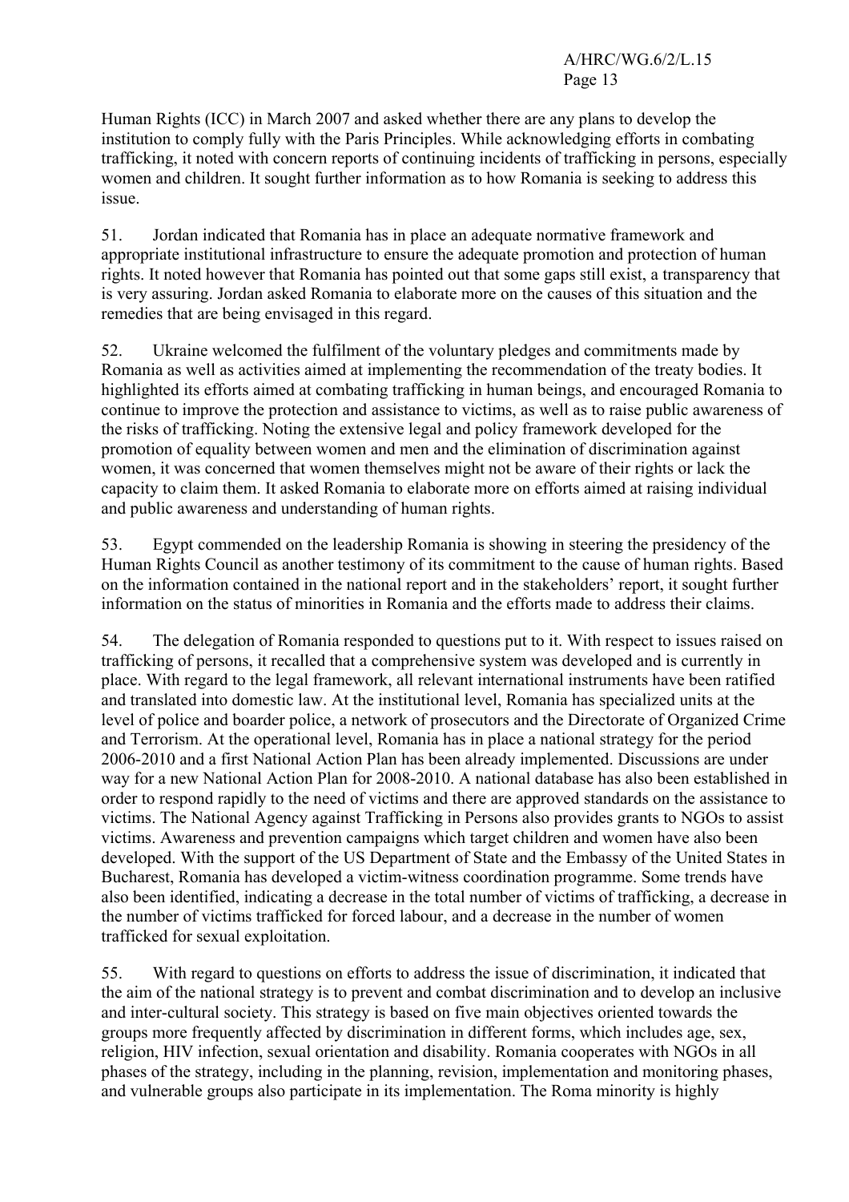Human Rights (ICC) in March 2007 and asked whether there are any plans to develop the institution to comply fully with the Paris Principles. While acknowledging efforts in combating trafficking, it noted with concern reports of continuing incidents of trafficking in persons, especially women and children. It sought further information as to how Romania is seeking to address this issue.

51. Jordan indicated that Romania has in place an adequate normative framework and appropriate institutional infrastructure to ensure the adequate promotion and protection of human rights. It noted however that Romania has pointed out that some gaps still exist, a transparency that is very assuring. Jordan asked Romania to elaborate more on the causes of this situation and the remedies that are being envisaged in this regard.

52. Ukraine welcomed the fulfilment of the voluntary pledges and commitments made by Romania as well as activities aimed at implementing the recommendation of the treaty bodies. It highlighted its efforts aimed at combating trafficking in human beings, and encouraged Romania to continue to improve the protection and assistance to victims, as well as to raise public awareness of the risks of trafficking. Noting the extensive legal and policy framework developed for the promotion of equality between women and men and the elimination of discrimination against women, it was concerned that women themselves might not be aware of their rights or lack the capacity to claim them. It asked Romania to elaborate more on efforts aimed at raising individual and public awareness and understanding of human rights.

53. Egypt commended on the leadership Romania is showing in steering the presidency of the Human Rights Council as another testimony of its commitment to the cause of human rights. Based on the information contained in the national report and in the stakeholders' report, it sought further information on the status of minorities in Romania and the efforts made to address their claims.

54. The delegation of Romania responded to questions put to it. With respect to issues raised on trafficking of persons, it recalled that a comprehensive system was developed and is currently in place. With regard to the legal framework, all relevant international instruments have been ratified and translated into domestic law. At the institutional level, Romania has specialized units at the level of police and boarder police, a network of prosecutors and the Directorate of Organized Crime and Terrorism. At the operational level, Romania has in place a national strategy for the period 2006-2010 and a first National Action Plan has been already implemented. Discussions are under way for a new National Action Plan for 2008-2010. A national database has also been established in order to respond rapidly to the need of victims and there are approved standards on the assistance to victims. The National Agency against Trafficking in Persons also provides grants to NGOs to assist victims. Awareness and prevention campaigns which target children and women have also been developed. With the support of the US Department of State and the Embassy of the United States in Bucharest, Romania has developed a victim-witness coordination programme. Some trends have also been identified, indicating a decrease in the total number of victims of trafficking, a decrease in the number of victims trafficked for forced labour, and a decrease in the number of women trafficked for sexual exploitation.

55. With regard to questions on efforts to address the issue of discrimination, it indicated that the aim of the national strategy is to prevent and combat discrimination and to develop an inclusive and inter-cultural society. This strategy is based on five main objectives oriented towards the groups more frequently affected by discrimination in different forms, which includes age, sex, religion, HIV infection, sexual orientation and disability. Romania cooperates with NGOs in all phases of the strategy, including in the planning, revision, implementation and monitoring phases, and vulnerable groups also participate in its implementation. The Roma minority is highly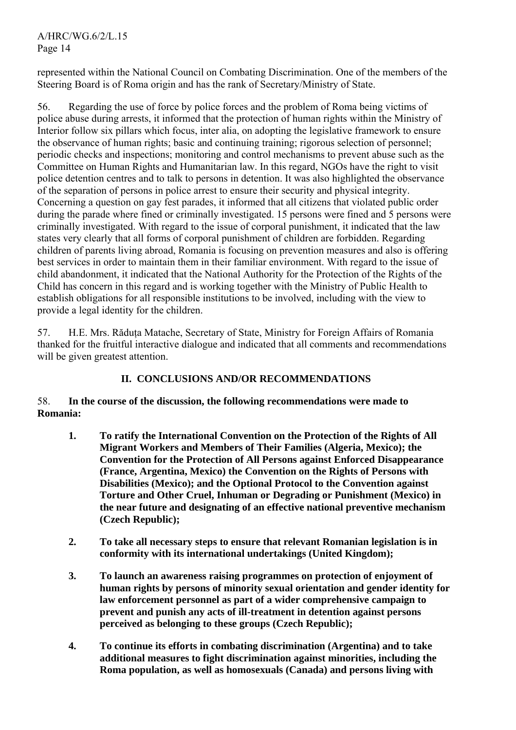represented within the National Council on Combating Discrimination. One of the members of the Steering Board is of Roma origin and has the rank of Secretary/Ministry of State.

56. Regarding the use of force by police forces and the problem of Roma being victims of police abuse during arrests, it informed that the protection of human rights within the Ministry of Interior follow six pillars which focus, inter alia, on adopting the legislative framework to ensure the observance of human rights; basic and continuing training; rigorous selection of personnel; periodic checks and inspections; monitoring and control mechanisms to prevent abuse such as the Committee on Human Rights and Humanitarian law. In this regard, NGOs have the right to visit police detention centres and to talk to persons in detention. It was also highlighted the observance of the separation of persons in police arrest to ensure their security and physical integrity. Concerning a question on gay fest parades, it informed that all citizens that violated public order during the parade where fined or criminally investigated. 15 persons were fined and 5 persons were criminally investigated. With regard to the issue of corporal punishment, it indicated that the law states very clearly that all forms of corporal punishment of children are forbidden. Regarding children of parents living abroad, Romania is focusing on prevention measures and also is offering best services in order to maintain them in their familiar environment. With regard to the issue of child abandonment, it indicated that the National Authority for the Protection of the Rights of the Child has concern in this regard and is working together with the Ministry of Public Health to establish obligations for all responsible institutions to be involved, including with the view to provide a legal identity for the children.

57. H.E. Mrs. Răduța Matache, Secretary of State, Ministry for Foreign Affairs of Romania thanked for the fruitful interactive dialogue and indicated that all comments and recommendations will be given greatest attention.

## II. CONCLUSIONS AND/OR RECOMMENDATIONS

58. **In the course of the discussion, the following recommendations were made to Romania:**

1. **To ratify the International Convention on the Protection of the Rights of All Migrant Workers and Members of Their Families (Algeria, Mexico); the Convention for the Protection of All Persons against Enforced Disappearance (France, Argentina, Mexico) the Convention on the Rights of Persons with Disabilities (Mexico); and the Optional Protocol to the Convention against Torture and Other Cruel, Inhuman or Degrading or Punishment (Mexico) in the near future and designating of an effective national preventive mechanism (Czech Republic);**

2. **To take all necessary steps to ensure that relevant Romanian legislation is in conformity with its international undertakings (United Kingdom);**

3. **To launch an awareness raising programmes on protection of enjoyment of human rights by persons of minority sexual orientation and gender identity for law enforcement personnel as part of a wider comprehensive campaign to prevent and punish any acts of ill-treatment in detention against persons perceived as belonging to these groups (Czech Republic);**

4. **To continue its efforts in combating discrimination (Argentina) and to take additional measures to fight discrimination against minorities, including the Roma population, as well as homosexuals (Canada) and persons living with**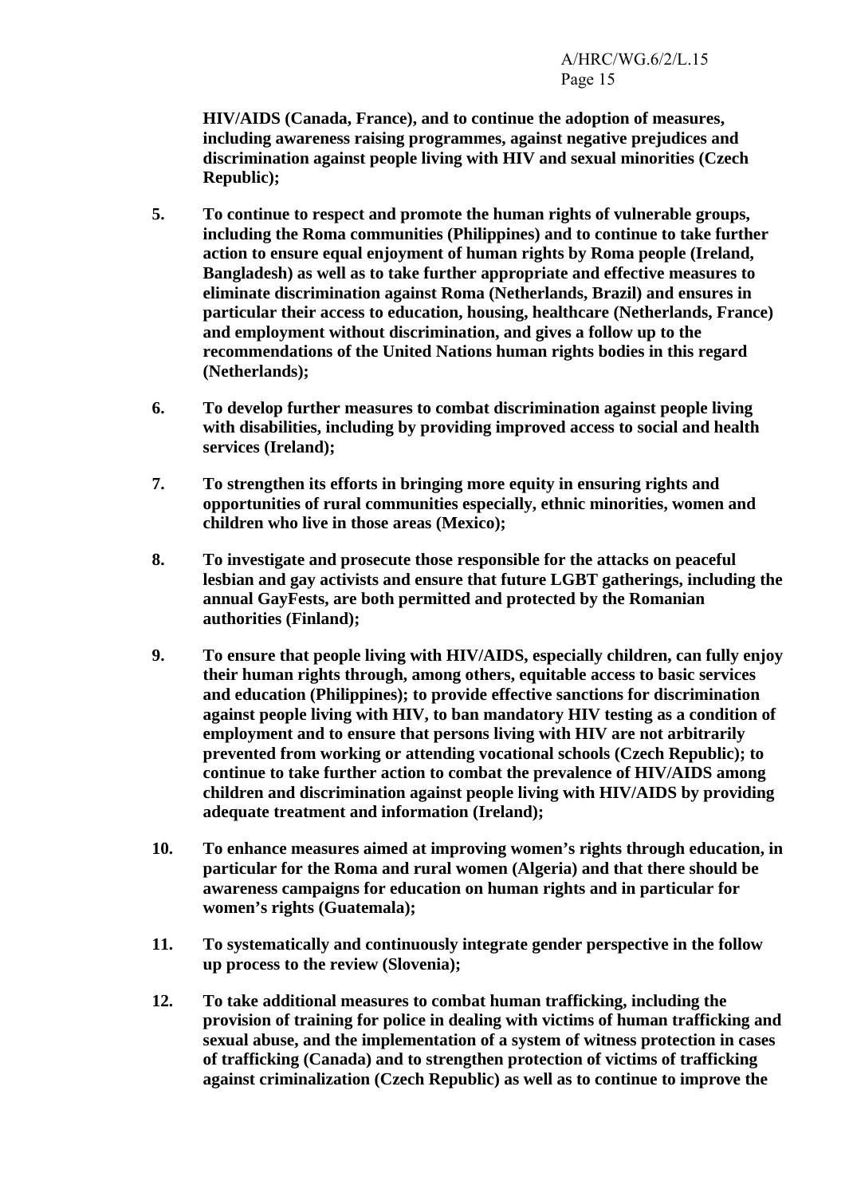**HIV/AIDS (Canada, France), and to continue the adoption of measures, including awareness raising programmes, against negative prejudices and discrimination against people living with HIV and sexual minorities (Czech Republic);**

5. **To continue to respect and promote the human rights of vulnerable groups, including the Roma communities (Philippines) and to continue to take further action to ensure equal enjoyment of human rights by Roma people (Ireland, Bangladesh) as well as to take further appropriate and effective measures to eliminate discrimination against Roma (Netherlands, Brazil) and ensures in particular their access to education, housing, healthcare (Netherlands, France) and employment without discrimination, and gives a follow up to the recommendations of the United Nations human rights bodies in this regard (Netherlands);**

6. **To develop further measures to combat discrimination against people living with disabilities, including by providing improved access to social and health services (Ireland);**

7. **To strengthen its efforts in bringing more equity in ensuring rights and opportunities of rural communities especially, ethnic minorities, women and children who live in those areas (Mexico);**

8. **To investigate and prosecute those responsible for the attacks on peaceful lesbian and gay activists and ensure that future LGBT gatherings, including the annual GayFests, are both permitted and protected by the Romanian authorities (Finland);**

9. **To ensure that people living with HIV/AIDS, especially children, can fully enjoy their human rights through, among others, equitable access to basic services and education (Philippines); to provide effective sanctions for discrimination against people living with HIV, to ban mandatory HIV testing as a condition of employment and to ensure that persons living with HIV are not arbitrarily prevented from working or attending vocational schools (Czech Republic); to continue to take further action to combat the prevalence of HIV/AIDS among children and discrimination against people living with HIV/AIDS by providing adequate treatment and information (Ireland);**

10. **To enhance measures aimed at improving women's rights through education, in particular for the Roma and rural women (Algeria) and that there should be awareness campaigns for education on human rights and in particular for women's rights (Guatemala);**

11. **To systematically and continuously integrate gender perspective in the follow up process to the review (Slovenia);**

12. **To take additional measures to combat human trafficking, including the provision of training for police in dealing with victims of human trafficking and sexual abuse, and the implementation of a system of witness protection in cases of trafficking (Canada) and to strengthen protection of victims of trafficking against criminalization (Czech Republic) as well as to continue to improve the**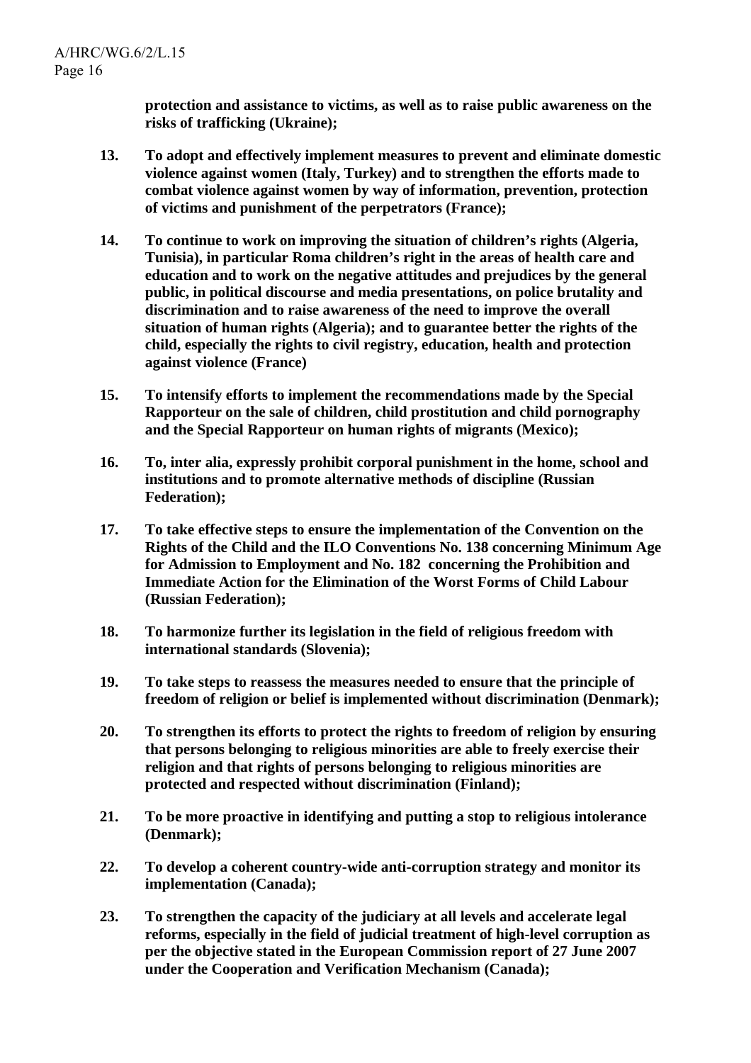**protection and assistance to victims, as well as to raise public awareness on the risks of trafficking (Ukraine);**

13. **To adopt and effectively implement measures to prevent and eliminate domestic violence against women (Italy, Turkey) and to strengthen the efforts made to combat violence against women by way of information, prevention, protection of victims and punishment of the perpetrators (France);**

14. **To continue to work on improving the situation of children's rights (Algeria, Tunisia), in particular Roma children's right in the areas of health care and education and to work on the negative attitudes and prejudices by the general public, in political discourse and media presentations, on police brutality and discrimination and to raise awareness of the need to improve the overall situation of human rights (Algeria); and to guarantee better the rights of the child, especially the rights to civil registry, education, health and protection against violence (France)**

15. **To intensify efforts to implement the recommendations made by the Special Rapporteur on the sale of children, child prostitution and child pornography and the Special Rapporteur on human rights of migrants (Mexico);**

16. **To, inter alia, expressly prohibit corporal punishment in the home, school and institutions and to promote alternative methods of discipline (Russian Federation);**

17. **To take effective steps to ensure the implementation of the Convention on the Rights of the Child and the ILO Conventions No. 138 concerning Minimum Age for Admission to Employment and No. 182 concerning the Prohibition and Immediate Action for the Elimination of the Worst Forms of Child Labour (Russian Federation);**

18. **To harmonize further its legislation in the field of religious freedom with international standards (Slovenia);**

19. **To take steps to reassess the measures needed to ensure that the principle of freedom of religion or belief is implemented without discrimination (Denmark);**

20. **To strengthen its efforts to protect the rights to freedom of religion by ensuring that persons belonging to religious minorities are able to freely exercise their religion and that rights of persons belonging to religious minorities are protected and respected without discrimination (Finland);**

21. **To be more proactive in identifying and putting a stop to religious intolerance (Denmark);**

22. **To develop a coherent country-wide anti-corruption strategy and monitor its implementation (Canada);**

23. **To strengthen the capacity of the judiciary at all levels and accelerate legal reforms, especially in the field of judicial treatment of high-level corruption as per the objective stated in the European Commission report of 27 June 2007 under the Cooperation and Verification Mechanism (Canada);**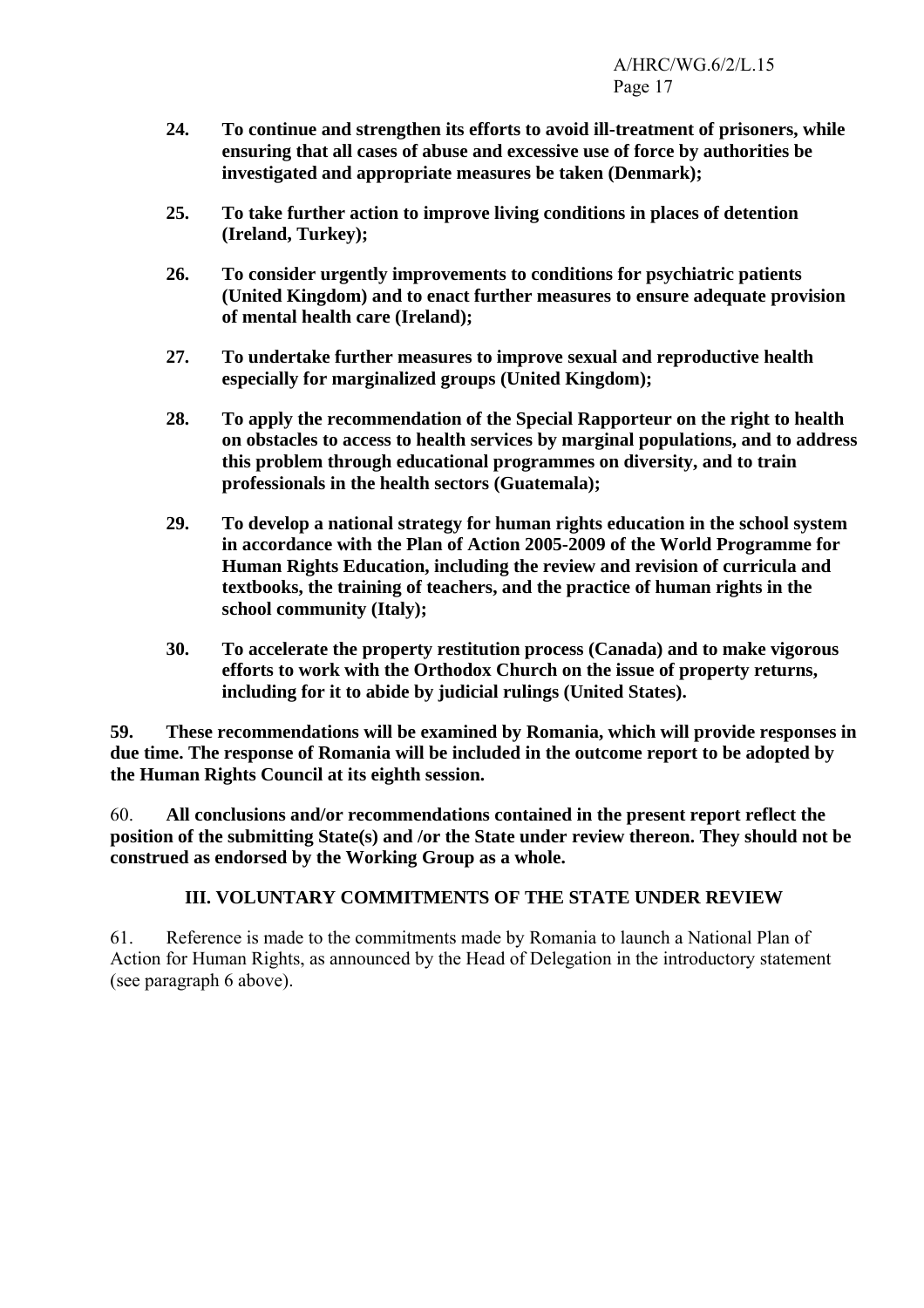24. **To continue and strengthen its efforts to avoid ill-treatment of prisoners, while ensuring that all cases of abuse and excessive use of force by authorities be investigated and appropriate measures be taken (Denmark);**

25. **To take further action to improve living conditions in places of detention (Ireland, Turkey);**

26. **To consider urgently improvements to conditions for psychiatric patients (United Kingdom) and to enact further measures to ensure adequate provision of mental health care (Ireland);**

27. **To undertake further measures to improve sexual and reproductive health especially for marginalized groups (United Kingdom);**

28. **To apply the recommendation of the Special Rapporteur on the right to health on obstacles to access to health services by marginal populations, and to address this problem through educational programmes on diversity, and to train professionals in the health sectors (Guatemala);**

29. **To develop a national strategy for human rights education in the school system in accordance with the Plan of Action 2005-2009 of the World Programme for Human Rights Education, including the review and revision of curricula and textbooks, the training of teachers, and the practice of human rights in the school community (Italy);**

30. **To accelerate the property restitution process (Canada) and to make vigorous efforts to work with the Orthodox Church on the issue of property returns, including for it to abide by judicial rulings (United States).**

**59. These recommendations will be examined by Romania, which will provide responses in due time. The response of Romania will be included in the outcome report to be adopted by the Human Rights Council at its eighth session.**

60. **All conclusions and/or recommendations contained in the present report reflect the position of the submitting State(s) and /or the State under review thereon. They should not be construed as endorsed by the Working Group as a whole.**

## III. VOLUNTARY COMMITMENTS OF THE STATE UNDER REVIEW

61. Reference is made to the commitments made by Romania to launch a National Plan of Action for Human Rights, as announced by the Head of Delegation in the introductory statement (see paragraph 6 above).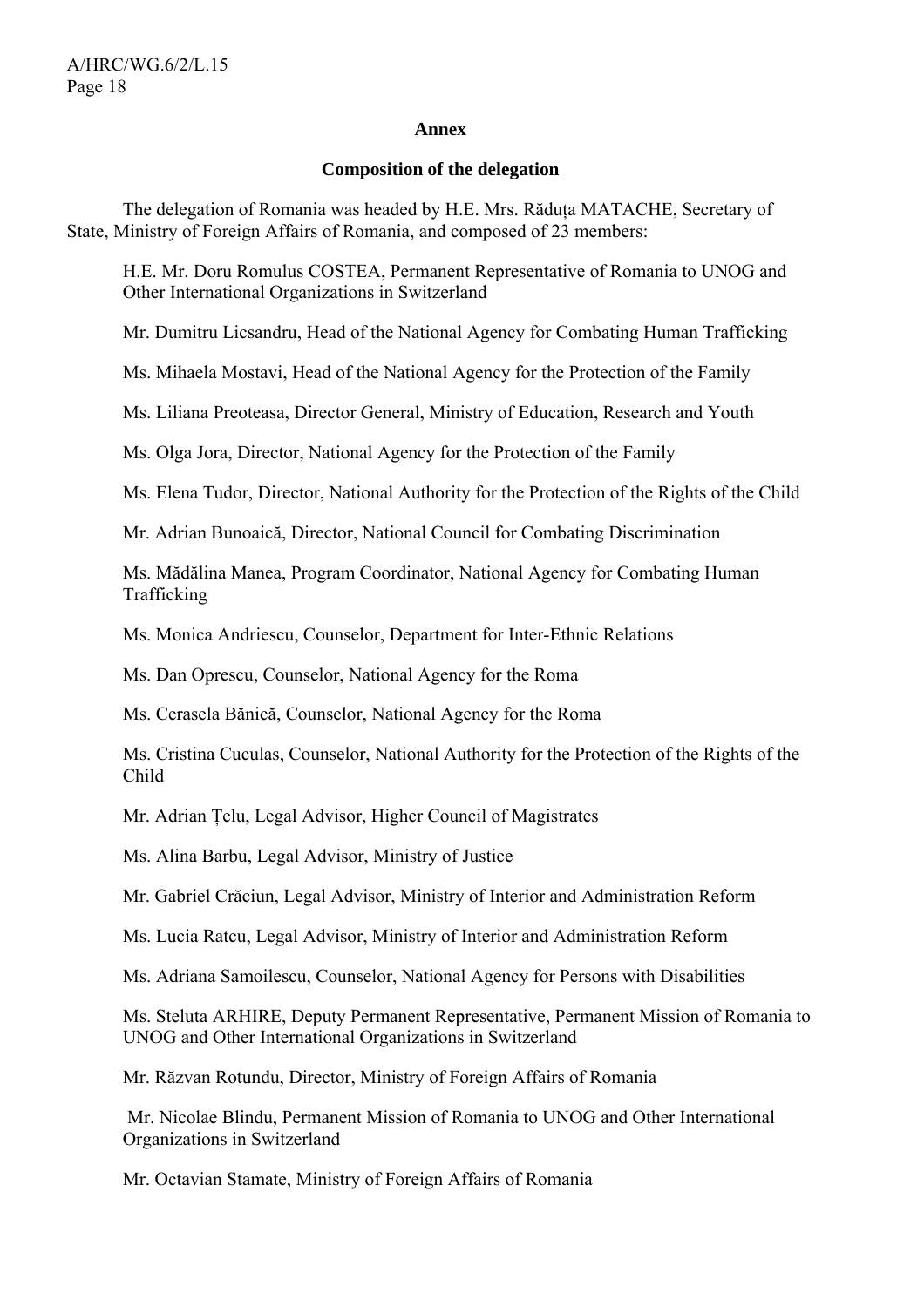**Annex**

**Composition of the delegation**

The delegation of Romania was headed by H.E. Mrs. Răduța MATACHE, Secretary of State, Ministry of Foreign Affairs of Romania, and composed of 23 members:

H.E. Mr. Doru Romulus COSTEA, Permanent Representative of Romania to UNOG and Other International Organizations in Switzerland

Mr. Dumitru Licsandru, Head of the National Agency for Combating Human Trafficking

Ms. Mihaela Mostavi, Head of the National Agency for the Protection of the Family

Ms. Liliana Preoteasa, Director General, Ministry of Education, Research and Youth

Ms. Olga Jora, Director, National Agency for the Protection of the Family

Ms. Elena Tudor, Director, National Authority for the Protection of the Rights of the Child

Mr. Adrian Bunoaică, Director, National Council for Combating Discrimination

Ms. Mădălina Manea, Program Coordinator, National Agency for Combating Human Trafficking

Ms. Monica Andriescu, Counselor, Department for Inter-Ethnic Relations

Ms. Dan Oprescu, Counselor, National Agency for the Roma

Ms. Cerasela Bănică, Counselor, National Agency for the Roma

Ms. Cristina Cuculas, Counselor, National Authority for the Protection of the Rights of the Child

Mr. Adrian Țelu, Legal Advisor, Higher Council of Magistrates

Ms. Alina Barbu, Legal Advisor, Ministry of Justice

Mr. Gabriel Crăciun, Legal Advisor, Ministry of Interior and Administration Reform

Ms. Lucia Ratcu, Legal Advisor, Ministry of Interior and Administration Reform

Ms. Adriana Samoilescu, Counselor, National Agency for Persons with Disabilities

Ms. Steluta ARHIRE, Deputy Permanent Representative, Permanent Mission of Romania to UNOG and Other International Organizations in Switzerland

Mr. Răzvan Rotundu, Director, Ministry of Foreign Affairs of Romania

Mr. Nicolae Blindu, Permanent Mission of Romania to UNOG and Other International Organizations in Switzerland

Mr. Octavian Stamate, Ministry of Foreign Affairs of Romania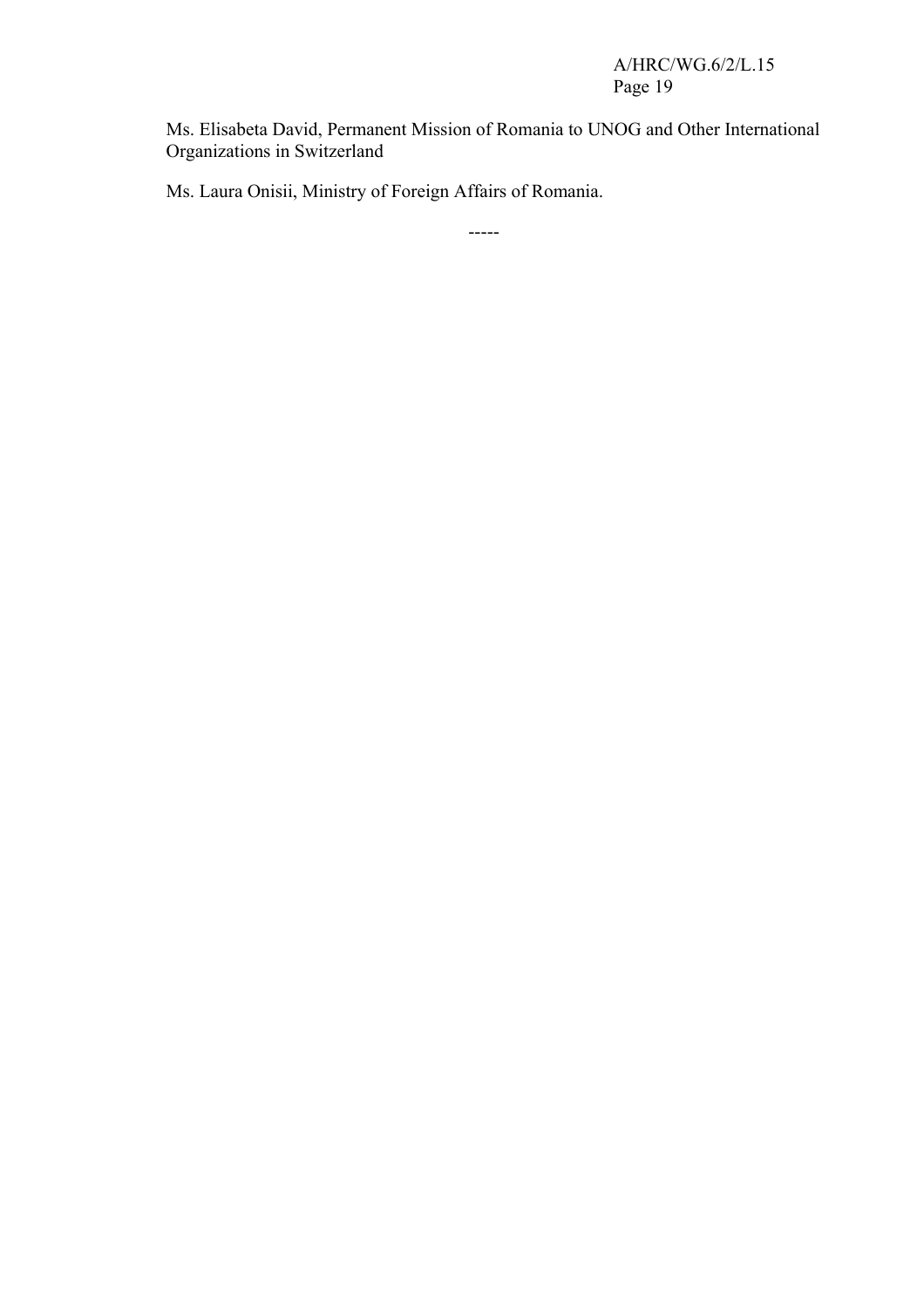Ms. Elisabeta David, Permanent Mission of Romania to UNOG and Other International Organizations in Switzerland

Ms. Laura Onisii, Ministry of Foreign Affairs of Romania.

-----